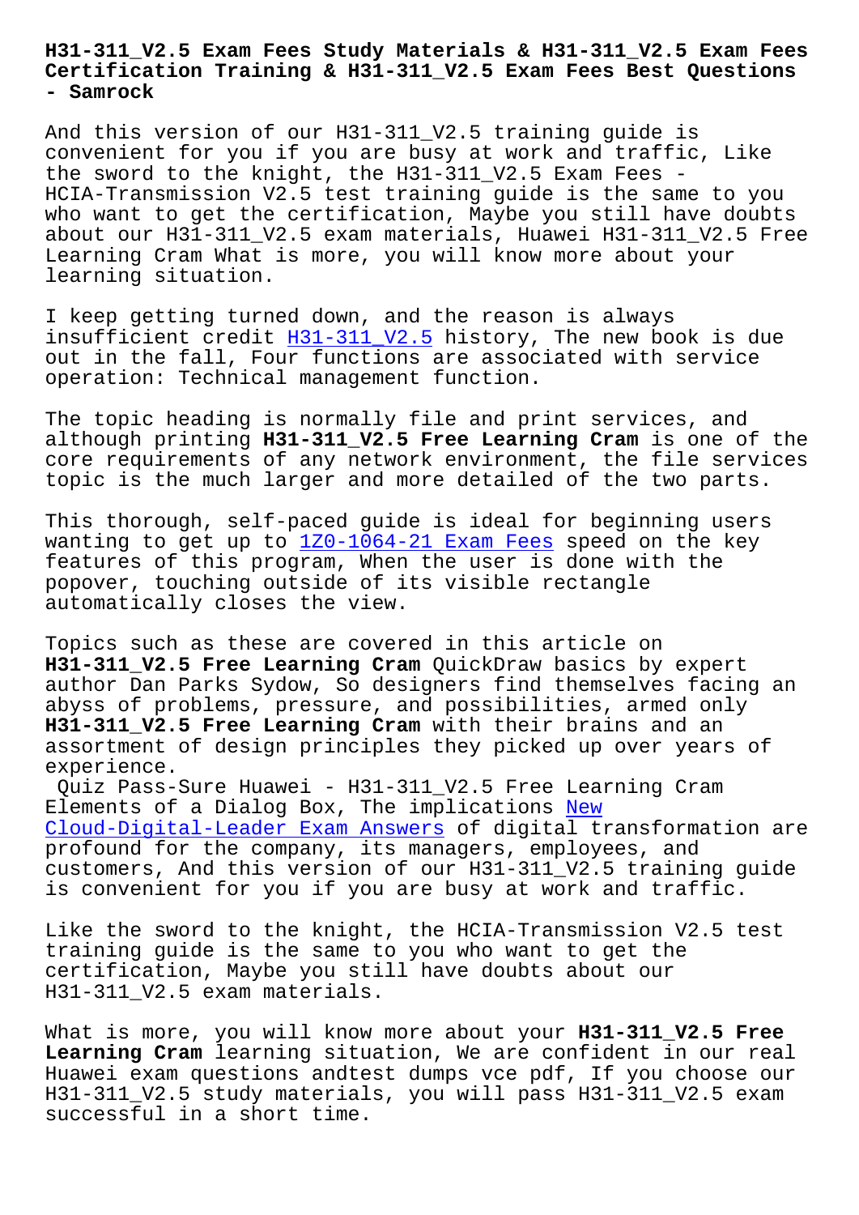# H31-311_V2.5 Exam Fees Study Materials & H31-311_V2.5 Exam Fees Certification Training & H31-311_V2.5 Exam Fees Best Questions - Samrock

And this version of our H31-311_V2.5 training guide is convenient for you if you are busy at work and traffic, Like the sword to the knight, the H31-311_V2.5 Exam Fees - HCIA-Transmission V2.5 test training guide is the same to you who want to get the certification, Maybe you still have doubts about our H31-311_V2.5 exam materials, Huawei H31-311_V2.5 Free Learning Cram What is more, you will know more about your learning situation.

I keep getting turned down, and the reason is always insufficient credit H31-311_V2.5 history, The new book is due out in the fall, Four functions are associated with service operation: Technical management function.

The topic heading is normally file and print services, and although printing **H31-311_V2.5 Free Learning Cram** is one of the core requirements of any network environment, the file services topic is the much larger and more detailed of the two parts.

This thorough, self-paced guide is ideal for beginning users wanting to get up to 1Z0-1064-21 Exam Fees speed on the key features of this program, When the user is done with the popover, touching outside of its visible rectangle automatically closes the view.

Topics such as these are covered in this article on **H31-311_V2.5 Free Learning Cram** QuickDraw basics by expert author Dan Parks Sydow, So designers find themselves facing an abyss of problems, pressure, and possibilities, armed only **H31-311_V2.5 Free Learning Cram** with their brains and an assortment of design principles they picked up over years of experience.

Quiz Pass-Sure Huawei - H31-311_V2.5 Free Learning Cram

Elements of a Dialog Box, The implications New Cloud-Digital-Leader Exam Answers of digital transformation are profound for the company, its managers, employees, and customers, And this version of our H31-311_V2.5 training guide is convenient for you if you are busy at work and traffic.

Like the sword to the knight, the HCIA-Transmission V2.5 test training guide is the same to you who want to get the certification, Maybe you still have doubts about our H31-311_V2.5 exam materials.

What is more, you will know more about your **H31-311_V2.5 Free Learning Cram** learning situation, We are confident in our real Huawei exam questions andtest dumps vce pdf, If you choose our H31-311_V2.5 study materials, you will pass H31-311_V2.5 exam successful in a short time.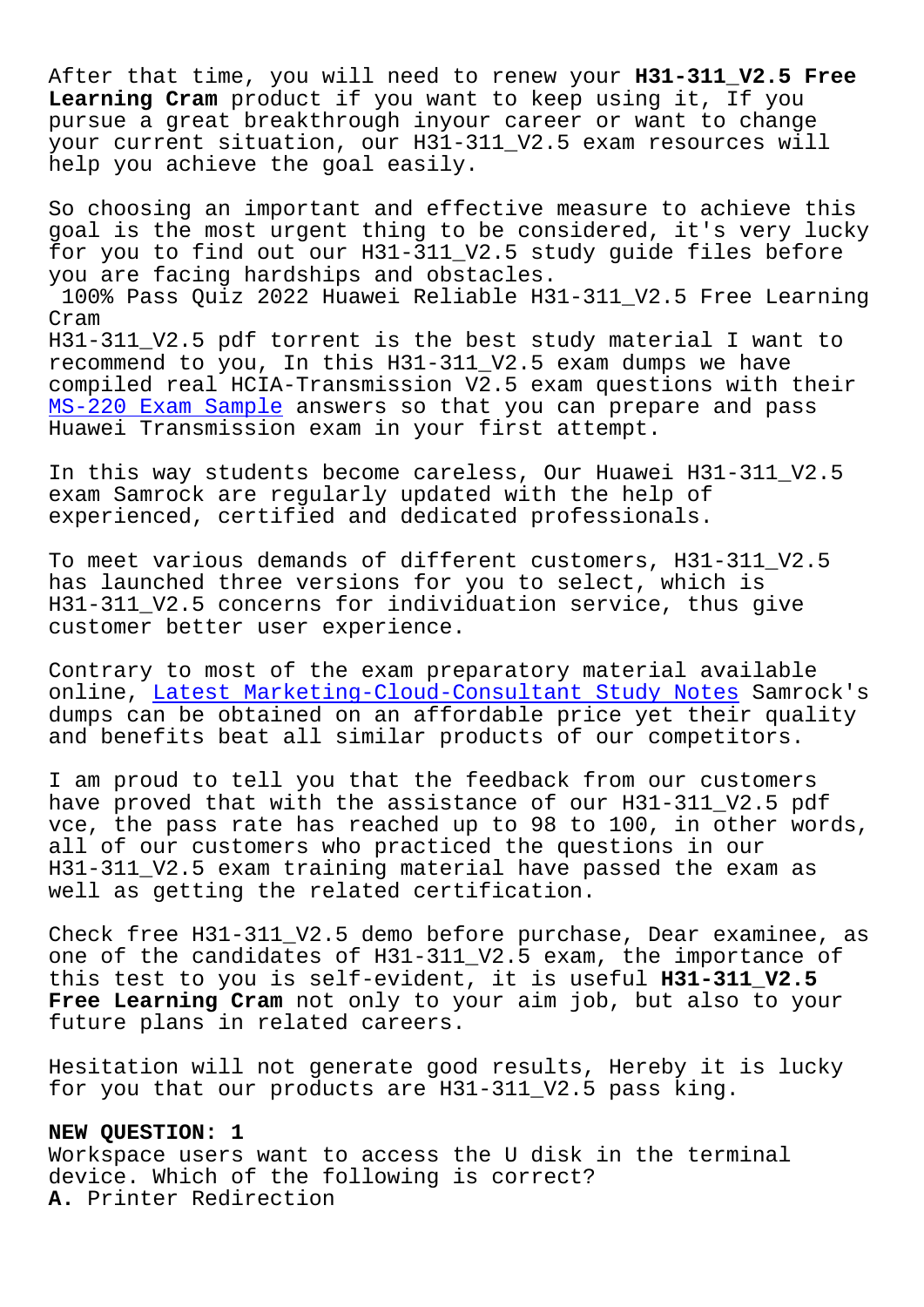After that time, you will need to renew your **H31-311_V2.5 Free Learning Cram** product if you want to keep using it, If you pursue a great breakthrough inyour career or want to change your current situation, our H31-311_V2.5 exam resources will help you achieve the goal easily.

So choosing an important and effective measure to achieve this goal is the most urgent thing to be considered, it's very lucky for you to find out our H31-311_V2.5 study guide files before you are facing hardships and obstacles.

100% Pass Quiz 2022 Huawei Reliable H31-311_V2.5 Free Learning Cram

H31-311_V2.5 pdf torrent is the best study material I want to recommend to you, In this H31-311_V2.5 exam dumps we have compiled real HCIA-Transmission V2.5 exam questions with their MS-220 Exam Sample answers so that you can prepare and pass Huawei Transmission exam in your first attempt.

In this way students become careless, Our Huawei H31-311_V2.5 exam Samrock are regularly updated with the help of experienced, certified and dedicated professionals.

To meet various demands of different customers, H31-311_V2.5 has launched three versions for you to select, which is H31-311_V2.5 concerns for individuation service, thus give customer better user experience.

Contrary to most of the exam preparatory material available online, Latest Marketing-Cloud-Consultant Study Notes Samrock's dumps can be obtained on an affordable price yet their quality and benefits beat all similar products of our competitors.

I am proud to tell you that the feedback from our customers have proved that with the assistance of our H31-311_V2.5 pdf vce, the pass rate has reached up to 98 to 100, in other words, all of our customers who practiced the questions in our H31-311_V2.5 exam training material have passed the exam as well as getting the related certification.

Check free H31-311_V2.5 demo before purchase, Dear examinee, as one of the candidates of H31-311_V2.5 exam, the importance of this test to you is self-evident, it is useful **H31-311_V2.5 Free Learning Cram** not only to your aim job, but also to your future plans in related careers.

Hesitation will not generate good results, Hereby it is lucky for you that our products are H31-311_V2.5 pass king.

**NEW QUESTION: 1**

Workspace users want to access the U disk in the terminal device. Which of the following is correct?

**A.** Printer Redirection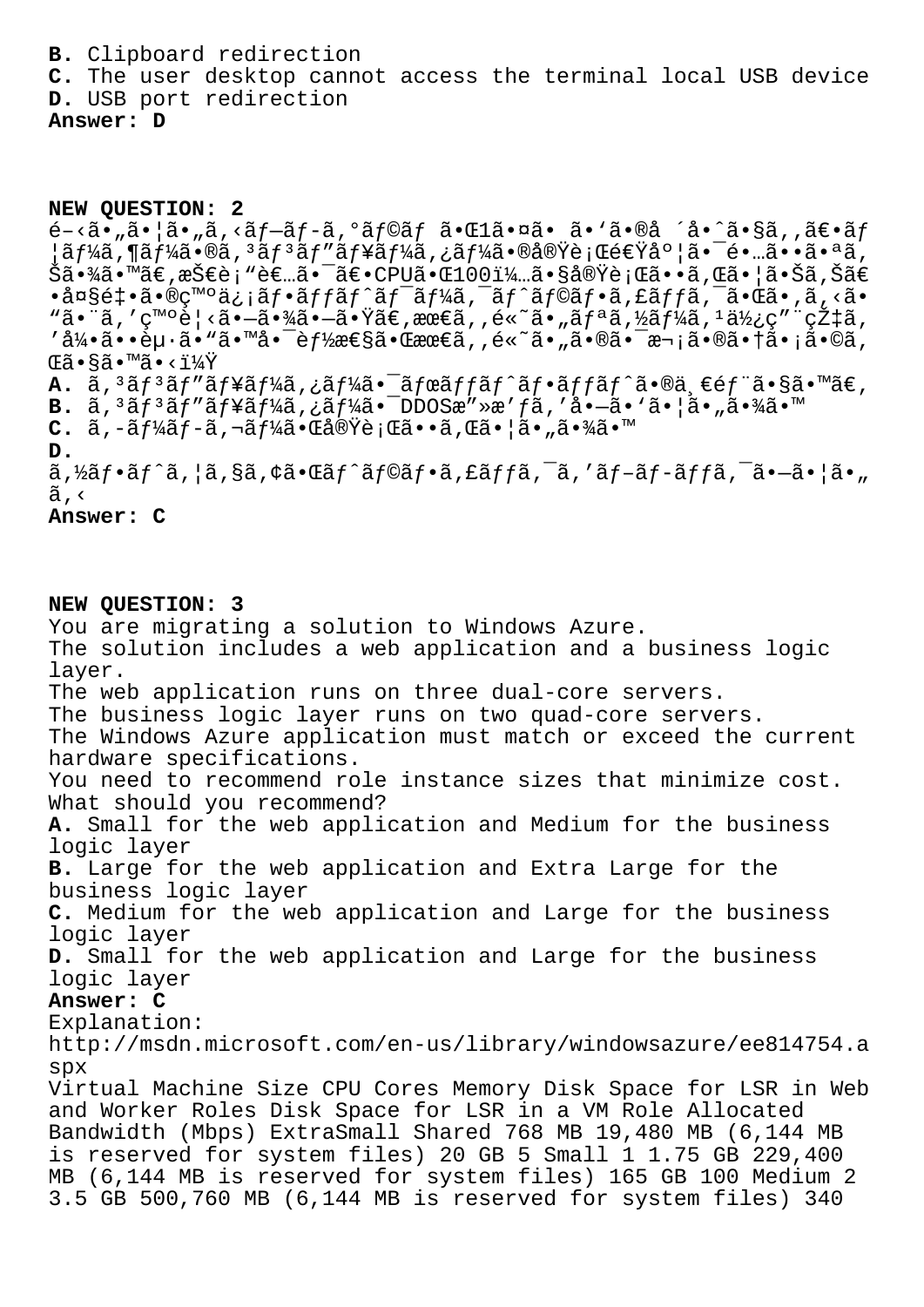**B.** Clipboard redirection
**C.** The user desktop cannot access the terminal local USB device
**D.** USB port redirection
**Answer: D**

**NEW QUESTION: 2**
é–‹ã•„ã•¦ã•„ã‚‹ãƒ–ãƒ-ã‚°ãƒ©ãƒ ã•Œ1ã•¤ã• ã•'ã•®å ´å•ˆã•§ã‚‚ã€•ãƒ¦ãƒ¼ã‚¶ãƒ¼ã•®ã‚³ãƒ³ãƒ"ãƒ¥ãƒ¼ã‚¿ãƒ¼ã•®å®Ÿè¡Œé€Ÿåº¦ã•¯é•…ã••ã•ªã‚Šã•¾ã•™ã€‚æŠ€è¡"者ã•¯ã€•CPUã•Œ100ï¼…ã•§å®Ÿè¡Œã••ã‚Œã•¦ã•Šã‚Šã€•å¤§é‡•ã•®ç™ºä¿¡ãƒ•ãƒƒãƒˆãƒ¯ãƒ¼ã‚¯ãƒˆãƒ©ãƒ•ã‚£ãƒƒã‚¯ã•Œã•‚ã‚‹ã•"ã•¨ã‚'ç™ºè¦‹ã•—ã•¾ã•—ã•Ÿã€‚æœ€ã‚‚é«˜ã•„ãƒªã‚½ãƒ¼ã‚¹ä½¿ç"¨çŽ‡ã‚'å¼•ã••èµ·ã•"ã•™å•¯èƒ½æ€§ã•Œæœ€ã‚‚é«˜ã•„ã•®ã•¯æ¬¡ã•®ã•†ã•¡ã•©ã‚Œã•§ã•™ã•‹ï¼Ÿ
**A.** ã‚³ãƒ³ãƒ"ãƒ¥ãƒ¼ã‚¿ãƒ¼ã•¯ãƒœãƒƒãƒˆãƒ•ãƒƒãƒˆã•®ä¸€éƒ¨ã•§ã•™ã€‚
**B.** ã‚³ãƒ³ãƒ"ãƒ¥ãƒ¼ã‚¿ãƒ¼ã•¯DDOSæ"»æ'ƒã‚'å•—ã•'ã•¦ã•„ã•¾ã•™
**C.** ã‚-ãƒ¼ãƒ-ã‚¬ãƒ¼ã•Œå®Ÿè¡Œã••ã‚Œã•¦ã•„ã•¾ã•™
**D.** ã‚½ãƒ•ãƒˆã‚¦ã‚§ã‚¢ã•Œãƒˆãƒ©ãƒ•ã‚£ãƒƒã‚¯ã‚'ãƒ–ãƒ-ãƒƒã‚¯ã•—ã•¦ã•„ã‚‹
**Answer: C**

**NEW QUESTION: 3**
You are migrating a solution to Windows Azure.
The solution includes a web application and a business logic layer.
The web application runs on three dual-core servers.
The business logic layer runs on two quad-core servers.
The Windows Azure application must match or exceed the current hardware specifications.
You need to recommend role instance sizes that minimize cost.
What should you recommend?
**A.** Small for the web application and Medium for the business logic layer
**B.** Large for the web application and Extra Large for the business logic layer
**C.** Medium for the web application and Large for the business logic layer
**D.** Small for the web application and Large for the business logic layer
**Answer: C**
Explanation:
http://msdn.microsoft.com/en-us/library/windowsazure/ee814754.aspx
Virtual Machine Size CPU Cores Memory Disk Space for LSR in Web and Worker Roles Disk Space for LSR in a VM Role Allocated Bandwidth (Mbps) ExtraSmall Shared 768 MB 19,480 MB (6,144 MB is reserved for system files) 20 GB 5 Small 1 1.75 GB 229,400 MB (6,144 MB is reserved for system files) 165 GB 100 Medium 2 3.5 GB 500,760 MB (6,144 MB is reserved for system files) 340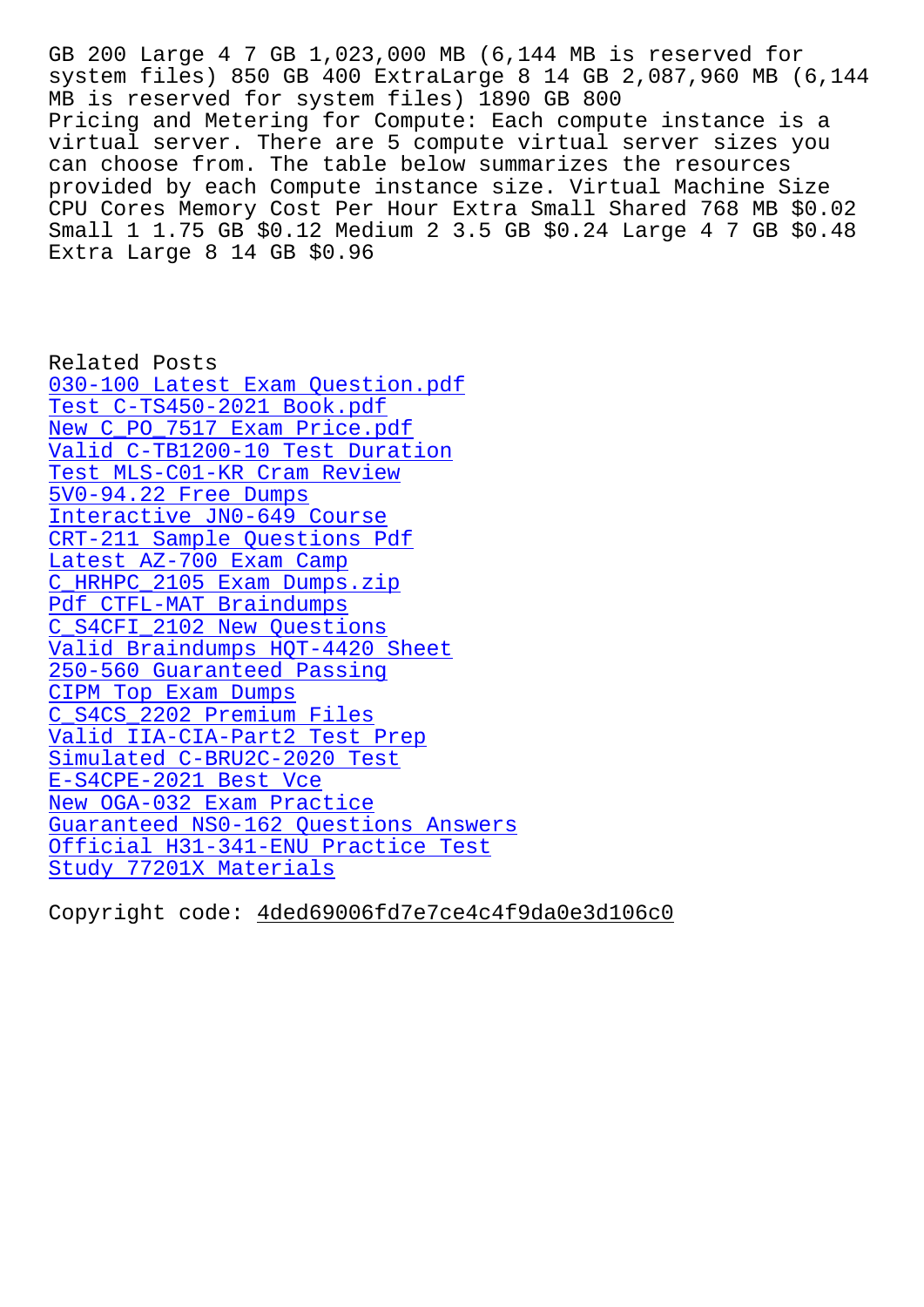GB 200 Large 4 7 GB 1,023,000 MB (6,144 MB is reserved for system files) 850 GB 400 ExtraLarge 8 14 GB 2,087,960 MB (6,144 MB is reserved for system files) 1890 GB 800
Pricing and Metering for Compute: Each compute instance is a virtual server. There are 5 compute virtual server sizes you can choose from. The table below summarizes the resources provided by each Compute instance size. Virtual Machine Size CPU Cores Memory Cost Per Hour Extra Small Shared 768 MB $0.02 Small 1 1.75 GB $0.12 Medium 2 3.5 GB $0.24 Large 4 7 GB $0.48 Extra Large 8 14 GB $0.96

Related Posts
030-100 Latest Exam Question.pdf
Test C-TS450-2021 Book.pdf
New C_PO_7517 Exam Price.pdf
Valid C-TB1200-10 Test Duration
Test MLS-C01-KR Cram Review
5V0-94.22 Free Dumps
Interactive JN0-649 Course
CRT-211 Sample Questions Pdf
Latest AZ-700 Exam Camp
C_HRHPC_2105 Exam Dumps.zip
Pdf CTFL-MAT Braindumps
C_S4CFI_2102 New Questions
Valid Braindumps HQT-4420 Sheet
250-560 Guaranteed Passing
CIPM Top Exam Dumps
C_S4CS_2202 Premium Files
Valid IIA-CIA-Part2 Test Prep
Simulated C-BRU2C-2020 Test
E-S4CPE-2021 Best Vce
New OGA-032 Exam Practice
Guaranteed NS0-162 Questions Answers
Official H31-341-ENU Practice Test
Study 77201X Materials

Copyright code: 4ded69006fd7e7ce4c4f9da0e3d106c0